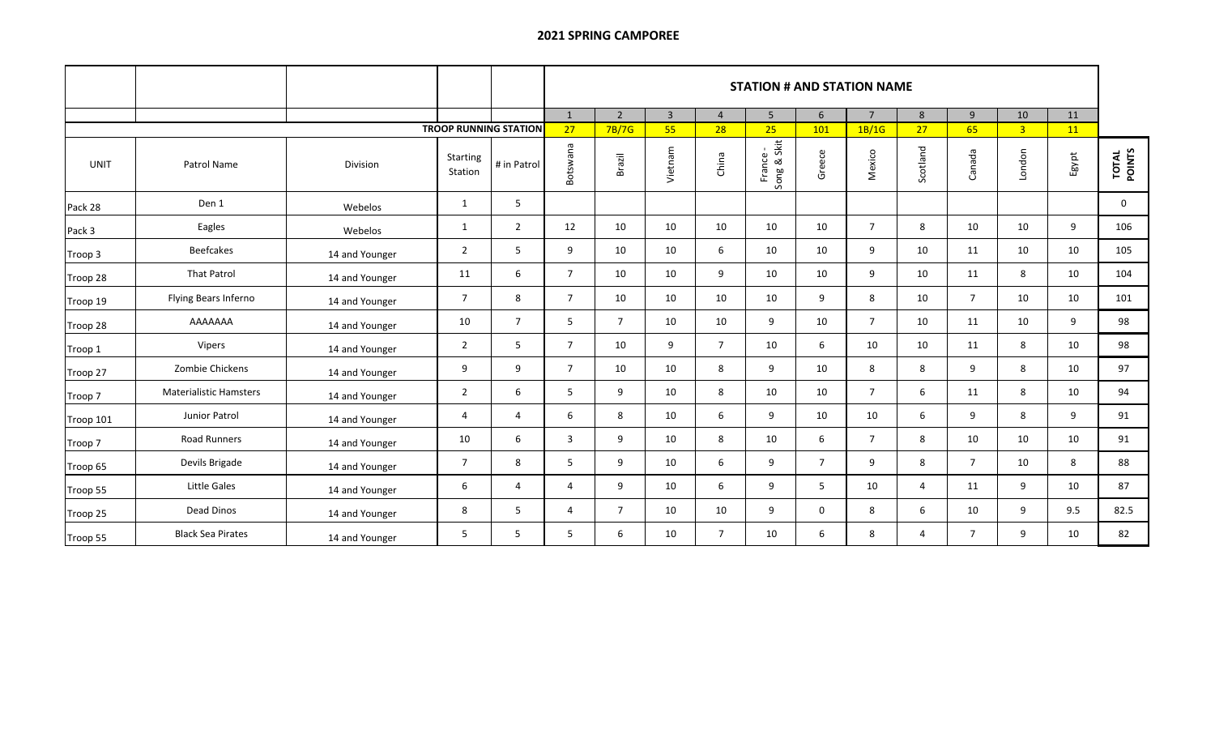## 2021 SPRING CAMPOREE

| | | | | | STATION # AND STATION NAME | | | | | | | | | | | |
|---|---|---|---|---|---|---|---|---|---|---|---|---|---|---|---|---|
| | | | | | 1 | 2 | 3 | 4 | 5 | 6 | 7 | 8 | 9 | 10 | 11 | |
| | | | TROOP RUNNING STATION | | 27 | 7B/7G | 55 | 28 | 25 | 101 | 1B/1G | 27 | 65 | 3 | 11 | |
| UNIT | Patrol Name | Division | Starting Station | # in Patrol | Botswana | Brazil | Vietnam | China | France - Song & Skit | Greece | Mexico | Scotland | Canada | London | Egypt | TOTAL POINTS |
| Pack 28 | Den 1 | Webelos | 1 | 5 | | | | | | | | | | | | 0 |
| Pack 3 | Eagles | Webelos | 1 | 2 | 12 | 10 | 10 | 10 | 10 | 10 | 7 | 8 | 10 | 10 | 9 | 106 |
| Troop 3 | Beefcakes | 14 and Younger | 2 | 5 | 9 | 10 | 10 | 6 | 10 | 10 | 9 | 10 | 11 | 10 | 10 | 105 |
| Troop 28 | That Patrol | 14 and Younger | 11 | 6 | 7 | 10 | 10 | 9 | 10 | 10 | 9 | 10 | 11 | 8 | 10 | 104 |
| Troop 19 | Flying Bears Inferno | 14 and Younger | 7 | 8 | 7 | 10 | 10 | 10 | 10 | 9 | 8 | 10 | 7 | 10 | 10 | 101 |
| Troop 28 | AAAAAAA | 14 and Younger | 10 | 7 | 5 | 7 | 10 | 10 | 9 | 10 | 7 | 10 | 11 | 10 | 9 | 98 |
| Troop 1 | Vipers | 14 and Younger | 2 | 5 | 7 | 10 | 9 | 7 | 10 | 6 | 10 | 10 | 11 | 8 | 10 | 98 |
| Troop 27 | Zombie Chickens | 14 and Younger | 9 | 9 | 7 | 10 | 10 | 8 | 9 | 10 | 8 | 8 | 9 | 8 | 10 | 97 |
| Troop 7 | Materialistic Hamsters | 14 and Younger | 2 | 6 | 5 | 9 | 10 | 8 | 10 | 10 | 7 | 6 | 11 | 8 | 10 | 94 |
| Troop 101 | Junior Patrol | 14 and Younger | 4 | 4 | 6 | 8 | 10 | 6 | 9 | 10 | 10 | 6 | 9 | 8 | 9 | 91 |
| Troop 7 | Road Runners | 14 and Younger | 10 | 6 | 3 | 9 | 10 | 8 | 10 | 6 | 7 | 8 | 10 | 10 | 10 | 91 |
| Troop 65 | Devils Brigade | 14 and Younger | 7 | 8 | 5 | 9 | 10 | 6 | 9 | 7 | 9 | 8 | 7 | 10 | 8 | 88 |
| Troop 55 | Little Gales | 14 and Younger | 6 | 4 | 4 | 9 | 10 | 6 | 9 | 5 | 10 | 4 | 11 | 9 | 10 | 87 |
| Troop 25 | Dead Dinos | 14 and Younger | 8 | 5 | 4 | 7 | 10 | 10 | 9 | 0 | 8 | 6 | 10 | 9 | 9.5 | 82.5 |
| Troop 55 | Black Sea Pirates | 14 and Younger | 5 | 5 | 5 | 6 | 10 | 7 | 10 | 6 | 8 | 4 | 7 | 9 | 10 | 82 |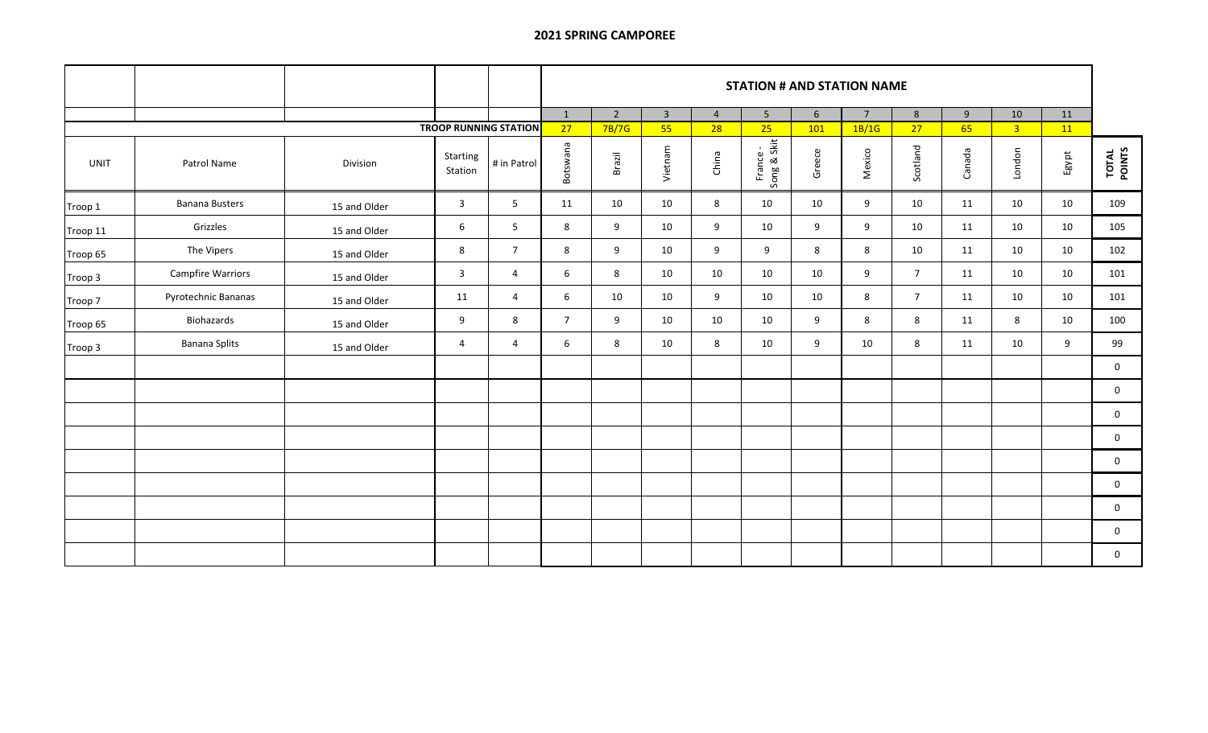## 2021 SPRING CAMPOREE

| | | | | | STATION # AND STATION NAME | | | | | | | | | | | |
|---|---|---|---|---|---|---|---|---|---|---|---|---|---|---|---|---|
| | | | | | 1 | 2 | 3 | 4 | 5 | 6 | 7 | 8 | 9 | 10 | 11 | |
| | | | TROOP RUNNING STATION | | 27 | 7B/7G | 55 | 28 | 25 | 101 | 1B/1G | 27 | 65 | 3 | 11 | |
| UNIT | Patrol Name | Division | Starting Station | # in Patrol | Botswana | Brazil | Vietnam | China | France - Song & Skit | Greece | Mexico | Scotland | Canada | London | Egypt | TOTAL POINTS |
| Troop 1 | Banana Busters | 15 and Older | 3 | 5 | 11 | 10 | 10 | 8 | 10 | 10 | 9 | 10 | 11 | 10 | 10 | 109 |
| Troop 11 | Grizzles | 15 and Older | 6 | 5 | 8 | 9 | 10 | 9 | 10 | 9 | 9 | 10 | 11 | 10 | 10 | 105 |
| Troop 65 | The Vipers | 15 and Older | 8 | 7 | 8 | 9 | 10 | 9 | 9 | 8 | 8 | 10 | 11 | 10 | 10 | 102 |
| Troop 3 | Campfire Warriors | 15 and Older | 3 | 4 | 6 | 8 | 10 | 10 | 10 | 10 | 9 | 7 | 11 | 10 | 10 | 101 |
| Troop 7 | Pyrotechnic Bananas | 15 and Older | 11 | 4 | 6 | 10 | 10 | 9 | 10 | 10 | 8 | 7 | 11 | 10 | 10 | 101 |
| Troop 65 | Biohazards | 15 and Older | 9 | 8 | 7 | 9 | 10 | 10 | 10 | 9 | 8 | 8 | 11 | 8 | 10 | 100 |
| Troop 3 | Banana Splits | 15 and Older | 4 | 4 | 6 | 8 | 10 | 8 | 10 | 9 | 10 | 8 | 11 | 10 | 9 | 99 |
| | | | | | | | | | | | | | | | | 0 |
| | | | | | | | | | | | | | | | | 0 |
| | | | | | | | | | | | | | | | | 0 |
| | | | | | | | | | | | | | | | | 0 |
| | | | | | | | | | | | | | | | | 0 |
| | | | | | | | | | | | | | | | | 0 |
| | | | | | | | | | | | | | | | | 0 |
| | | | | | | | | | | | | | | | | 0 |
| | | | | | | | | | | | | | | | | 0 |